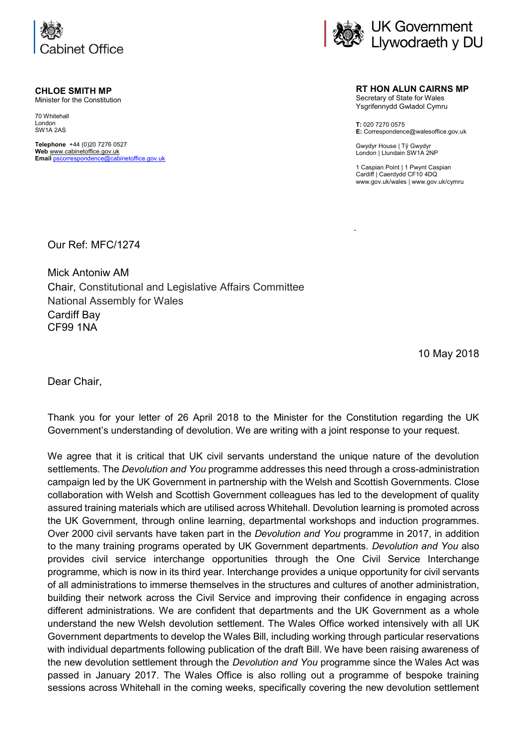Cabinet Office

**CHLOE SMITH MP**
Minister for the Constitution

70 Whitehall
London
SW1A 2AS

**Telephone** +44 (0)20 7276 0527
**Web** www.cabinetoffice.gov.uk
**Email** pscorrespondence@cabinetoffice.gov.uk

UK Government
Llywodraeth y DU

**RT HON ALUN CAIRNS MP**
Secretary of State for Wales
Ysgrifennydd Gwladol Cymru

**T:** 020 7270 0575
**E:** Correspondence@walesoffice.gov.uk

Gwydyr House | Tŷ Gwydyr
London | Llundain SW1A 2NP

1 Caspian Point | 1 Pwynt Caspian
Cardiff | Caerdydd CF10 4DQ
www.gov.uk/wales | www.gov.uk/cymru

Our Ref: MFC/1274

Mick Antoniw AM
Chair, Constitutional and Legislative Affairs Committee
National Assembly for Wales
Cardiff Bay
CF99 1NA

10 May 2018

Dear Chair,

Thank you for your letter of 26 April 2018 to the Minister for the Constitution regarding the UK Government's understanding of devolution. We are writing with a joint response to your request.

We agree that it is critical that UK civil servants understand the unique nature of the devolution settlements. The *Devolution and You* programme addresses this need through a cross-administration campaign led by the UK Government in partnership with the Welsh and Scottish Governments. Close collaboration with Welsh and Scottish Government colleagues has led to the development of quality assured training materials which are utilised across Whitehall. Devolution learning is promoted across the UK Government, through online learning, departmental workshops and induction programmes. Over 2000 civil servants have taken part in the *Devolution and You* programme in 2017, in addition to the many training programs operated by UK Government departments. *Devolution and You* also provides civil service interchange opportunities through the One Civil Service Interchange programme, which is now in its third year. Interchange provides a unique opportunity for civil servants of all administrations to immerse themselves in the structures and cultures of another administration, building their network across the Civil Service and improving their confidence in engaging across different administrations. We are confident that departments and the UK Government as a whole understand the new Welsh devolution settlement. The Wales Office worked intensively with all UK Government departments to develop the Wales Bill, including working through particular reservations with individual departments following publication of the draft Bill. We have been raising awareness of the new devolution settlement through the *Devolution and You* programme since the Wales Act was passed in January 2017. The Wales Office is also rolling out a programme of bespoke training sessions across Whitehall in the coming weeks, specifically covering the new devolution settlement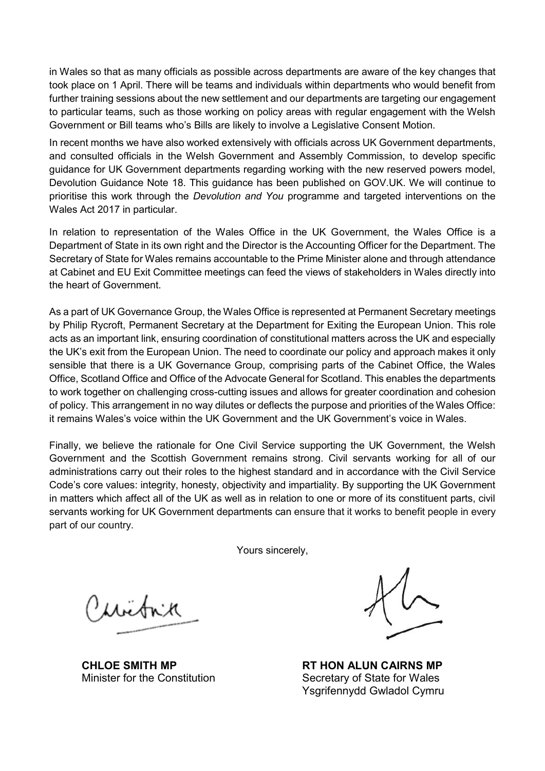in Wales so that as many officials as possible across departments are aware of the key changes that took place on 1 April. There will be teams and individuals within departments who would benefit from further training sessions about the new settlement and our departments are targeting our engagement to particular teams, such as those working on policy areas with regular engagement with the Welsh Government or Bill teams who's Bills are likely to involve a Legislative Consent Motion.

In recent months we have also worked extensively with officials across UK Government departments, and consulted officials in the Welsh Government and Assembly Commission, to develop specific guidance for UK Government departments regarding working with the new reserved powers model, Devolution Guidance Note 18. This guidance has been published on GOV.UK. We will continue to prioritise this work through the *Devolution and You* programme and targeted interventions on the Wales Act 2017 in particular.

In relation to representation of the Wales Office in the UK Government, the Wales Office is a Department of State in its own right and the Director is the Accounting Officer for the Department. The Secretary of State for Wales remains accountable to the Prime Minister alone and through attendance at Cabinet and EU Exit Committee meetings can feed the views of stakeholders in Wales directly into the heart of Government.

As a part of UK Governance Group, the Wales Office is represented at Permanent Secretary meetings by Philip Rycroft, Permanent Secretary at the Department for Exiting the European Union. This role acts as an important link, ensuring coordination of constitutional matters across the UK and especially the UK's exit from the European Union. The need to coordinate our policy and approach makes it only sensible that there is a UK Governance Group, comprising parts of the Cabinet Office, the Wales Office, Scotland Office and Office of the Advocate General for Scotland. This enables the departments to work together on challenging cross-cutting issues and allows for greater coordination and cohesion of policy. This arrangement in no way dilutes or deflects the purpose and priorities of the Wales Office: it remains Wales's voice within the UK Government and the UK Government's voice in Wales.

Finally, we believe the rationale for One Civil Service supporting the UK Government, the Welsh Government and the Scottish Government remains strong. Civil servants working for all of our administrations carry out their roles to the highest standard and in accordance with the Civil Service Code's core values: integrity, honesty, objectivity and impartiality. By supporting the UK Government in matters which affect all of the UK as well as in relation to one or more of its constituent parts, civil servants working for UK Government departments can ensure that it works to benefit people in every part of our country.

Yours sincerely,

**CHLOE SMITH MP**
Minister for the Constitution

**RT HON ALUN CAIRNS MP**
Secretary of State for Wales
Ysgrifennydd Gwladol Cymru